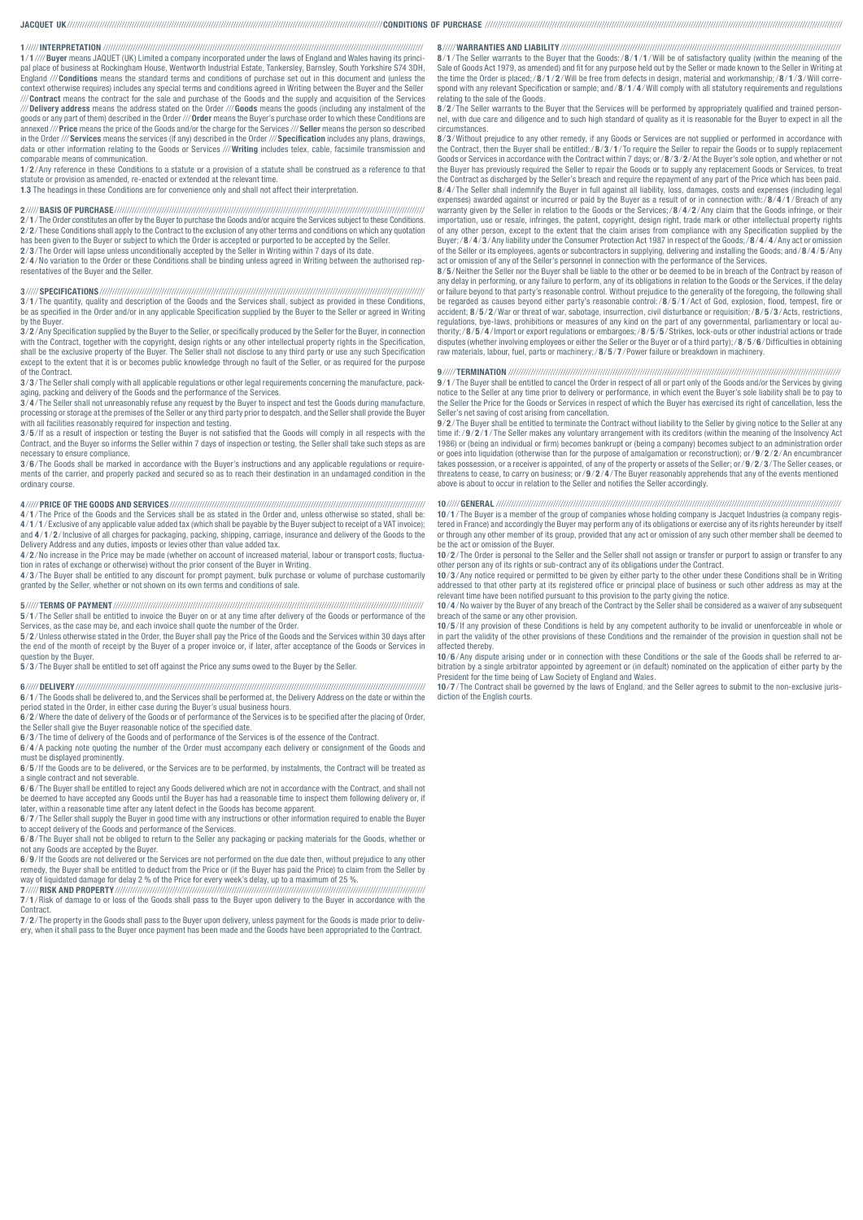**JACQUET UK** **CONDITIONS OF PURCHASE**

## 1 INTERPRETATION

**1/1 Buyer** means JAQUET (UK) Limited a company incorporated under the laws of England and Wales having its principal place of business at Rockingham House, Wentworth Industrial Estate, Tankersley, Barnsley, South Yorkshire S74 3DH, England /// **Conditions** means the standard terms and conditions of purchase set out in this document and (unless the context otherwise requires) includes any special terms and conditions agreed in Writing between the Buyer and the Seller /// **Contract** means the contract for the sale and purchase of the Goods and the supply and acquisition of the Services /// **Delivery address** means the address stated on the Order /// **Goods** means the goods (including any instalment of the goods or any part of them) described in the Order /// **Order** means the Buyer's purchase order to which these Conditions are annexed /// **Price** means the price of the Goods and/or the charge for the Services /// **Seller** means the person so described in the Order /// **Services** means the services (if any) described in the Order /// **Specification** includes any plans, drawings, data or other information relating to the Goods or Services /// **Writing** includes telex, cable, facsimile transmission and comparable means of communication.

**1/2** Any reference in these Conditions to a statute or a provision of a statute shall be construed as a reference to that statute or provision as amended, re-enacted or extended at the relevant time.

**1.3** The headings in these Conditions are for convenience only and shall not affect their interpretation.

## 2 BASIS OF PURCHASE

**2/1** The Order constitutes an offer by the Buyer to purchase the Goods and/or acquire the Services subject to these Conditions.

**2/2** These Conditions shall apply to the Contract to the exclusion of any other terms and conditions on which any quotation has been given to the Buyer or subject to which the Order is accepted or purported to be accepted by the Seller.

**2/3** The Order will lapse unless unconditionally accepted by the Seller in Writing within 7 days of its date.

**2/4** No variation to the Order or these Conditions shall be binding unless agreed in Writing between the authorised representatives of the Buyer and the Seller.

## 3 SPECIFICATIONS

**3/1** The quantity, quality and description of the Goods and the Services shall, subject as provided in these Conditions, be as specified in the Order and/or in any applicable Specification supplied by the Buyer to the Seller or agreed in Writing by the Buyer.

**3/2** Any Specification supplied by the Buyer to the Seller, or specifically produced by the Seller for the Buyer, in connection with the Contract, together with the copyright, design rights or any other intellectual property rights in the Specification, shall be the exclusive property of the Buyer. The Seller shall not disclose to any third party or use any such Specification except to the extent that it is or becomes public knowledge through no fault of the Seller, or as required for the purpose of the Contract.

**3/3** The Seller shall comply with all applicable regulations or other legal requirements concerning the manufacture, packaging, packing and delivery of the Goods and the performance of the Services.

**3/4** The Seller shall not unreasonably refuse any request by the Buyer to inspect and test the Goods during manufacture, processing or storage at the premises of the Seller or any third party prior to despatch, and the Seller shall provide the Buyer with all facilities reasonably required for inspection and testing.

**3/5** If as a result of inspection or testing the Buyer is not satisfied that the Goods will comply in all respects with the Contract, and the Buyer so informs the Seller within 7 days of inspection or testing, the Seller shall take such steps as are necessary to ensure compliance.

**3/6** The Goods shall be marked in accordance with the Buyer's instructions and any applicable regulations or requirements of the carrier, and properly packed and secured so as to reach their destination in an undamaged condition in the ordinary course.

## 4 PRICE OF THE GOODS AND SERVICES

**4/1** The Price of the Goods and the Services shall be as stated in the Order and, unless otherwise so stated, shall be: **4/1/1** Exclusive of any applicable value added tax (which shall be payable by the Buyer subject to receipt of a VAT invoice); and **4/1/2** Inclusive of all charges for packaging, packing, shipping, carriage, insurance and delivery of the Goods to the Delivery Address and any duties, imposts or levies other than value added tax.

**4/2** No increase in the Price may be made (whether on account of increased material, labour or transport costs, fluctuation in rates of exchange or otherwise) without the prior consent of the Buyer in Writing.

**4/3** The Buyer shall be entitled to any discount for prompt payment, bulk purchase or volume of purchase customarily granted by the Seller, whether or not shown on its own terms and conditions of sale.

## 5 TERMS OF PAYMENT

**5/1** The Seller shall be entitled to invoice the Buyer on or at any time after delivery of the Goods or performance of the Services, as the case may be, and each invoice shall quote the number of the Order.

**5/2** Unless otherwise stated in the Order, the Buyer shall pay the Price of the Goods and the Services within 30 days after the end of the month of receipt by the Buyer of a proper invoice or, if later, after acceptance of the Goods or Services in question by the Buyer.

**5/3** The Buyer shall be entitled to set off against the Price any sums owed to the Buyer by the Seller.

## 6 DELIVERY

**6/1** The Goods shall be delivered to, and the Services shall be performed at, the Delivery Address on the date or within the period stated in the Order, in either case during the Buyer's usual business hours.

**6/2** Where the date of delivery of the Goods or of performance of the Services is to be specified after the placing of Order, the Seller shall give the Buyer reasonable notice of the specified date.

**6/3** The time of delivery of the Goods and of performance of the Services is of the essence of the Contract.

**6/4** A packing note quoting the number of the Order must accompany each delivery or consignment of the Goods and must be displayed prominently.

**6/5** If the Goods are to be delivered, or the Services are to be performed, by instalments, the Contract will be treated as a single contract and not severable.

**6/6** The Buyer shall be entitled to reject any Goods delivered which are not in accordance with the Contract, and shall not be deemed to have accepted any Goods until the Buyer has had a reasonable time to inspect them following delivery or, if later, within a reasonable time after any latent defect in the Goods has become apparent.

**6/7** The Seller shall supply the Buyer in good time with any instructions or other information required to enable the Buyer to accept delivery of the Goods and performance of the Services.

**6/8** The Buyer shall not be obliged to return to the Seller any packaging or packing materials for the Goods, whether or not any Goods are accepted by the Buyer.

**6/9** If the Goods are not delivered or the Services are not performed on the due date then, without prejudice to any other remedy, the Buyer shall be entitled to deduct from the Price or (if the Buyer has paid the Price) to claim from the Seller by way of liquidated damage for delay 2 % of the Price for every week's delay, up to a maximum of 25 %.

## 7 RISK AND PROPERTY

**7/1** Risk of damage to or loss of the Goods shall pass to the Buyer upon delivery to the Buyer in accordance with the Contract.

**7/2** The property in the Goods shall pass to the Buyer upon delivery, unless payment for the Goods is made prior to delivery, when it shall pass to the Buyer once payment has been made and the Goods have been appropriated to the Contract.

## 8 WARRANTIES AND LIABILITY

**8/1** The Seller warrants to the Buyer that the Goods: **8/1/1** Will be of satisfactory quality (within the meaning of the Sale of Goods Act 1979, as amended) and fit for any purpose held out by the Seller or made known to the Seller in Writing at the time the Order is placed; **8/1/2** Will be free from defects in design, material and workmanship; **8/1/3** Will correspond with any relevant Specification or sample; and **8/1/4** Will comply with all statutory requirements and regulations relating to the sale of the Goods.

**8/2** The Seller warrants to the Buyer that the Services will be performed by appropriately qualified and trained personnel, with due care and diligence and to such high standard of quality as it is reasonable for the Buyer to expect in all the circumstances.

**8/3** Without prejudice to any other remedy, if any Goods or Services are not supplied or performed in accordance with the Contract, then the Buyer shall be entitled: **8/3/1** To require the Seller to repair the Goods or to supply replacement Goods or Services in accordance with the Contract within 7 days; or **8/3/2** At the Buyer's sole option, and whether or not the Buyer has previously required the Seller to repair the Goods or to supply any replacement Goods or Services, to treat the Contract as discharged by the Seller's breach and require the repayment of any part of the Price which has been paid.

**8/4** The Seller shall indemnify the Buyer in full against all liability, loss, damages, costs and expenses (including legal expenses) awarded against or incurred or paid by the Buyer as a result of or in connection with: **8/4/1** Breach of any warranty given by the Seller in relation to the Goods or the Services; **8/4/2** Any claim that the Goods infringe, or their importation, use or resale, infringes, the patent, copyright, design right, trade mark or other intellectual property rights of any other person, except to the extent that the claim arises from compliance with any Specification supplied by the Buyer; **8/4/3** Any liability under the Consumer Protection Act 1987 in respect of the Goods; **8/4/4** Any act or omission of the Seller or its employees, agents or subcontractors in supplying, delivering and installing the Goods; and **8/4/5** Any act or omission of any of the Seller's personnel in connection with the performance of the Services.

**8/5** Neither the Seller nor the Buyer shall be liable to the other or be deemed to be in breach of the Contract by reason of any delay in performing, or any failure to perform, any of its obligations in relation to the Goods or the Services, if the delay or failure beyond to that party's reasonable control. Without prejudice to the generality of the foregoing, the following shall be regarded as causes beyond either party's reasonable control: **8/5/1** Act of God, explosion, flood, tempest, fire or accident; **8/5/2** War or threat of war, sabotage, insurrection, civil disturbance or requisition; **8/5/3** Acts, restrictions, regulations, bye-laws, prohibitions or measures of any kind on the part of any governmental, parliamentary or local authority; **8/5/4** Import or export regulations or embargoes; **8/5/5** Strikes, lock-outs or other industrial actions or trade disputes (whether involving employees or either the Seller or the Buyer or of a third party); **8/5/6** Difficulties in obtaining raw materials, labour, fuel, parts or machinery; **8/5/7** Power failure or breakdown in machinery.

## 9 TERMINATION

**9/1** The Buyer shall be entitled to cancel the Order in respect of all or part only of the Goods and/or the Services by giving notice to the Seller at any time prior to delivery or performance, in which event the Buyer's sole liability shall be to pay to the Seller the Price for the Goods or Services in respect of which the Buyer has exercised its right of cancellation, less the Seller's net saving of cost arising from cancellation.

**9/2** The Buyer shall be entitled to terminate the Contract without liability to the Seller by giving notice to the Seller at any time if: **9/2/1** The Seller makes any voluntary arrangement with its creditors (within the meaning of the Insolvency Act 1986) or (being an individual or firm) becomes bankrupt or (being a company) becomes subject to an administration order or goes into liquidation (otherwise than for the purpose of amalgamation or reconstruction); or **9/2/2** An encumbrancer takes possession, or a receiver is appointed, of any of the property or assets of the Seller; or **9/2/3** The Seller ceases, or threatens to cease, to carry on business; or **9/2/4** The Buyer reasonably apprehends that any of the events mentioned above is about to occur in relation to the Seller and notifies the Seller accordingly.

## 10 GENERAL

**10/1** The Buyer is a member of the group of companies whose holding company is Jacquet Industries (a company registered in France) and accordingly the Buyer may perform any of its obligations or exercise any of its rights hereunder by itself or through any other member of its group, provided that any act or omission of any such other member shall be deemed to be the act or omission of the Buyer.

**10/2** The Order is personal to the Seller and the Seller shall not assign or transfer or purport to assign or transfer to any other person any of its rights or sub-contract any of its obligations under the Contract.

**10/3** Any notice required or permitted to be given by either party to the other under these Conditions shall be in Writing addressed to that other party at its registered office or principal place of business or such other address as may at the relevant time have been notified pursuant to this provision to the party giving the notice.

**10/4** No waiver by the Buyer of any breach of the Contract by the Seller shall be considered as a waiver of any subsequent breach of the same or any other provision.

**10/5** If any provision of these Conditions is held by any competent authority to be invalid or unenforceable in whole or in part the validity of the other provisions of these Conditions and the remainder of the provision in question shall not be affected thereby.

**10/6** Any dispute arising under or in connection with these Conditions or the sale of the Goods shall be referred to arbitration by a single arbitrator appointed by agreement or (in default) nominated on the application of either party by the President for the time being of Law Society of England and Wales.

**10/7** The Contract shall be governed by the laws of England, and the Seller agrees to submit to the non-exclusive jurisdiction of the English courts.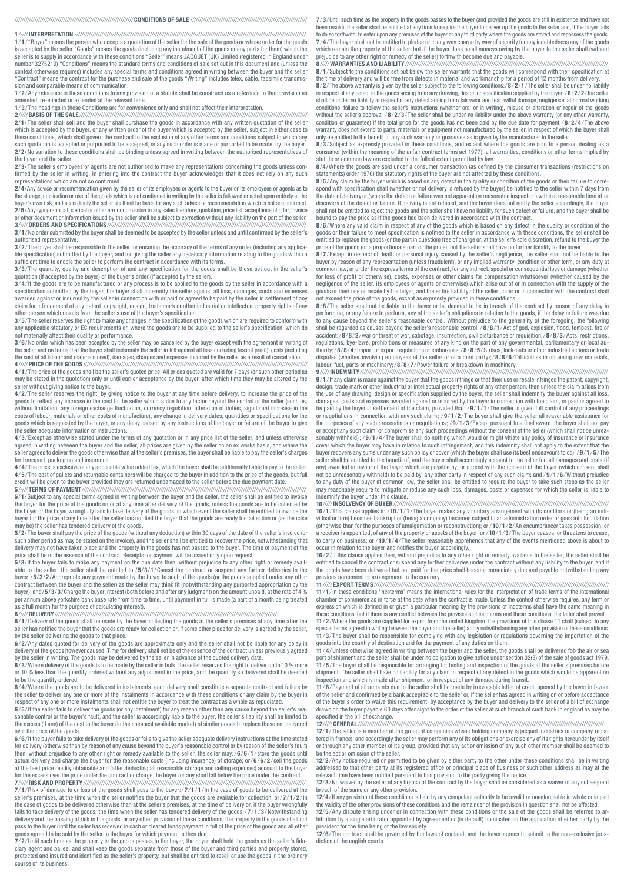# CONDITIONS OF SALE

## 1 INTERPRETATION

**1/1** "Buyer" means the person who accepts a quotation of the seller for the sale of the goods or whose order for the goods is accepted by the seller "Goods" means the goods (including any instalment of the goods or any parts for them) which the seller is to supply in accordance with these conditions "Seller" means JACQUET (UK) Limited (registered in England under number 3275210) "Conditions" means the standard terms and conditions of sale set out in this document and (unless the context otherwise requires) includes any special terms and conditions agreed in writing between the buyer and the seller "Contract" means the contract for the purchase and sale of the goods "Writing" includes telex, cable, facsimile transmission and comparable means of communication.

**1/2** Any reference in these conditions to any provision of a statute shall be construed as a reference to that provision as amended, re-enacted or extended at the relevant time.

**1/3** The headings in these Conditions are for convenience only and shall not affect their interpretation.

## 2 BASIS OF THE SALE

**2/1** The seller shall sell and the buyer shall purchase the goods in accordance with any written quotation of the seller which is accepted by the buyer, or any written order of the buyer which is accepted by the seller, subject in either case to these conditions, which shall govern the contract to the exclusion of any other terms and conditions subject to which any such quotation is accepted or purported to be accepted, or any such order is made or purported to be made, by the buyer.

**2/2** No variation to these conditions shall be binding unless agreed in writing between the authorised representatives of the buyer and the seller.

**2/3** The seller's employees or agents are not authorised to make any representations concerning the goods unless confirmed by the seller in writing. In entering into the contract the buyer acknowledges that it does not rely on any such representations which are not so confirmed.

**2/4** Any advice or recommendation given by the seller or its employees or agents to the buyer or its employees or agents as to the storage, application or use of the goods which is not confirmed in writing by the seller is followed or acted upon entirely at the buyer's own risk, and accordingly the seller shall not be liable for any such advice or recommendation which is not so confirmed.

**2/5** Any typographical, clerical or other error or omission in any sales literature, quotation, price list, acceptance of offer, invoice or other document or information issued by the seller shall be subject to correction without any liability on the part of the seller.

## 3 ORDERS AND SPECIFICATIONS

**3/1** No order submitted by the buyer shall be deemed to be accepted by the seller unless and until confirmed by the seller's authorised representative.

**3/2** The buyer shall be responsible to the seller for ensuring the accuracy of the terms of any order (including any applicable specification) submitted by the buyer, and for giving the seller any necessary information relating to the goods within a sufficient time to enable the seller to perform the contract in accordance with its terms.

**3/3** The quantity, quality and description of and any specification for the goods shall be those set out in the seller's quotation (if accepted by the buyer) or the buyer's order (if accepted by the seller).

**3/4** If the goods are to be manufactured or any process is to be applied to the goods by the seller in accordance with a specification submitted by the buyer, the buyer shall indemnify the seller against all loss, damages, costs and expenses awarded against or incurred by the seller in connection with or paid or agreed to be paid by the seller in settlement of any claim for infringement of any patent, copyright, design, trade mark or other industrial or intellectual property rights of any other person which results from the seller's use of the buyer's specification.

**3/5** The seller reserves the right to make any changes in the specification of the goods which are required to conform with any applicable statutory or EC requirements or, where the goods are to be supplied to the seller's specification, which do not materially affect their quality or performance.

**3/6** No order which has been accepted by the seller may be cancelled by the buyer except with the agreement in writing of the seller and on terms that the buyer shall indemnify the seller in full against all loss (including loss of profit), costs (including the cost of all labour and materials used), damages, charges and expenses incurred by the seller as a result of cancellation.

## 4 PRICE OF THE GOODS

**4/1** The price of the goods shall be the seller's quoted price. All prices quoted are valid for 7 days (or such other period as may be stated in the quotation) only or until earlier acceptance by the buyer, after which time they may be altered by the seller without giving notice to the buyer.

**4/2** The seller reserves the right, by giving notice to the buyer at any time before delivery, to increase the price of the goods to reflect any increase in the cost to the seller which is due to any factor beyond the control of the seller (such as, without limitation, any foreign exchange fluctuation, currency regulation, alteration of duties, significant increase in the costs of labour, materials or other costs of manufacture), any change in delivery dates, quantities or specifications for the goods which is requested by the buyer, or any delay caused by any instructions of the buyer or failure of the buyer to give the seller adequate information or instructions.

**4/3** Except as otherwise stated under the terms of any quotation or in any price list of the seller, and unless otherwise agreed in writing between the buyer and the seller, all prices are given by the seller on an ex works basis, and where the seller agrees to deliver the goods otherwise than at the seller's premises, the buyer shall be liable to pay the seller's charges for transport, packaging and insurance.

**4/4** The price is exclusive of any applicable value added tax, which the buyer shall be additionally liable to pay to the seller.

**4/5** The cost of pallets and returnable containers will be charged to the buyer in addition to the price of the goods, but full credit will be given to the buyer provided they are returned undamaged to the seller before the due payment date.

## 5 TERMS OF PAYMENT

**5/1** Subject to any special terms agreed in writing between the buyer and the seller, the seller shall be entitled to invoice the buyer for the price of the goods on or at any time after delivery of the goods, unless the goods are to be collected by the buyer or the buyer wrongfully fails to take delivery of the goods, in which event the seller shall be entitled to invoice the buyer for the price at any time after the seller has notified the buyer that the goods are ready for collection or (as the case may be) the seller has tendered delivery of the goods.

**5/2** The buyer shall pay the price of the goods (without any deduction) within 30 days of the date of the seller's invoice (or such other period as may be stated on the invoice), and the seller shall be entitled to recover the price, notwithstanding that delivery may not have taken place and the property in the goods has not passed to the buyer. The time of payment of the price shall be of the essence of the contract. Receipts for payment will be issued only upon request.

**5/3** If the buyer fails to make any payment on the due date then, without prejudice to any other right or remedy available to the seller, the seller shall be entitled to: /**5/3/1** Cancel the contract or suspend any further deliveries to the buyer; /**5/3/2** Appropriate any payment made by the buyer to such of the goods (or the goods supplied under any other contract between the buyer and the seller) as the seller may think fit (notwithstanding any purported appropriation by the buyer); and /**5/3/3** Charge the buyer interest (both before and after any judgment) on the amount unpaid, at the rate of 4 % per annum above yorkshire bank base rate from time to time, until payment in full is made (a part of a month being treated as a full month for the purpose of calculating interest).

## 6 DELIVERY

**6/1** Delivery of the goods shall be made by the buyer collecting the goods at the seller's premises at any time after the seller has notified the buyer that the goods are ready for collection or, if some other place for delivery is agreed by the seller, by the seller delivering the goods to that place.

**6/2** Any dates quoted for delivery of the goods are approximate only and the seller shall not be liable for any delay in delivery of the goods however caused. Time for delivery shall not be of the essence of the contract unless previously agreed by the seller in writing. The goods may be delivered by the seller in advance of the quoted delivery date.

**6/3** Where delivery of the goods is to be made by the seller in bulk, the seller reserves the right to deliver up to 10 % more or 10 % less than the quantity ordered without any adjustment in the price, and the quantity so delivered shall be deemed to be the quantity ordered.

**6/4** Where the goods are to be delivered in instalments, each delivery shall constitute a separate contract and failure by the seller to deliver any one or more of the instalments in accordance with these conditions or any claim by the buyer in respect of any one or more instalments shall not entitle the buyer to treat the contract as a whole as repudiated.

**6/5** If the seller fails to deliver the goods (or any instalment) for any reason other than any cause beyond the seller's reasonable control or the buyer's fault, and the seller is accordingly liable to the buyer, the seller's liability shall be limited to the excess (if any) of the cost to the buyer (in the cheapest available market) of similar goods to replace those not delivered over the price of the goods.

**6/6** If the buyer fails to take delivery of the goods or fails to give the seller adequate delivery instructions at the time stated for delivery (otherwise than by reason of any cause beyond the buyer's reasonable control or by reason of the seller's fault) then, without prejudice to any other right or remedy available to the seller, the seller may: /**6/6/1** store the goods until actual delivery and charge the buyer for the reasonable costs (including insurance) of storage; or /**6/6/2** sell the goods at the best price readily obtainable and (after deducting all reasonable storage and selling expenses) account to the buyer for the excess over the price under the contract or charge the buyer for any shortfall below the price under the contract.

## 7 RISK AND PROPERTY

**7/1** Risk of damage to or loss of the goods shall pass to the buyer: /**7/1/1** In the case of goods to be delivered at the seller's premises, at the time when the seller notifies the buyer that the goods are available for collection; or /**7/1/2** In the case of goods to be delivered otherwise than at the seller's premises, at the time of delivery or, if the buyer wrongfully fails to take delivery of the goods, the time when the seller has tendered delivery of the goods. /**7/1/3** Notwithstanding delivery and the passing of risk in the goods, or any other provision of these conditions, the property in the goods shall not pass to the buyer until the seller has received in cash or cleared funds payment in full of the price of the goods and all other goods agreed to be sold by the seller to the buyer for which payment is then due.

**7/2** Until such time as the property in the goods passes to the buyer, the buyer shall hold the goods as the seller's fiduciary agent and bailee, and shall keep the goods separate from those of the buyer and third parties and properly stored, protected and insured and identified as the seller's property, but shall be entitled to resell or use the goods in the ordinary course of its business.

**7/3** Until such time as the property in the goods passes to the buyer (and provided the goods are still in existence and have not been resold), the seller shall be entitled at any time to require the buyer to deliver up the goods to the seller and, if the buyer fails to do so forthwith, to enter upon any premises of the buyer or any third party where the goods are stored and repossess the goods.

**7/4** The buyer shall not be entitled to pledge or in any way charge by way of security for any indebtedness any of the goods which remain the property of the seller, but if the buyer does so all moneys owing by the buyer to the seller shall (without prejudice to any other right or remedy of the seller) forthwith become due and payable.

## 8 WARRANTIES AND LIABILITY

**8/1** Subject to the conditions set out below the seller warrants that the goods will correspond with their specification at the time of delivery and will be free from defects in material and workmanship for a period of 12 months from delivery.

**8/2** The above warranty is given by the seller subject to the following conditions: /**8/2/1** The seller shall be under no liability in respect of any defect in the goods arising from any drawing, design or specification supplied by the buyer; /**8/2/2** the seller shall be under no liability in respect of any defect arising from fair wear and tear, wilful damage, negligence, abnormal working conditions, failure to follow the seller's instructions (whether oral or in writing), misuse or alteration or repair of the goods without the seller's approval; /**8/2/3** The seller shall be under no liability under the above warranty (or any other warranty, condition or guarantee) if the total price for the goods has not been paid by the due date for payment; /**8/2/4** The above warranty does not extend to parts, materials or equipment not manufactured by the seller, in respect of which the buyer shall only be entitled to the benefit of any such warranty or guarantee as is given by the manufacturer to the seller.

**8/3** Subject as expressly provided in these conditions, and except where the goods are sold to a person dealing as a consumer (within the meaning of the unfair contract terms act 1977), all warranties, conditions or other terms implied by statute or common law are excluded to the fullest extent permitted by law.

**8/4** Where the goods are sold under a consumer transaction (as defined by the consumer transactions (restrictions on statements) order 1976) the statutory rights of the buyer are not affected by these conditions.

**8/5** Any claim by the buyer which is based on any defect in the quality or condition of the goods or their failure to correspond with specification shall (whether or not delivery is refused by the buyer) be notified to the seller within 7 days from the date of delivery or (where the defect or failure was not apparent on reasonable inspection) within a reasonable time after discovery of the defect or failure. If delivery is not refused, and the buyer does not notify the seller accordingly, the buyer shall not be entitled to reject the goods and the seller shall have no liability for such defect or failure, and the buyer shall be bound to pay the price as if the goods had been delivered in accordance with the contract.

**8/6** Where any valid claim in respect of any of the goods which is based on any defect in the quality or condition of the goods or their failure to meet specification is notified to the seller in accordance with these conditions, the seller shall be entitled to replace the goods (or the part in question) free of charge or, at the seller's sole discretion, refund to the buyer the price of the goods (or a proportionate part of the price), but the seller shall have no further liability to the buyer.

**8/7** Except in respect of death or personal injury caused by the seller's negligence, the seller shall not be liable to the buyer by reason of any representation (unless fraudulent), or any implied warranty, condition or other term, or any duty at common law, or under the express terms of the contract, for any indirect, special or consequential loss or damage (whether for loss of profit or otherwise), costs, expenses or other claims for compensation whatsoever (whether caused by the negligence of the seller, its employees or agents or otherwise) which arise out of or in connection with the supply of the goods or their use or resale by the buyer, and the entire liability of the seller under or in connection with the contract shall not exceed the price of the goods, except as expressly provided in these conditions.

**8/8** The seller shall not be liable to the buyer or be deemed to be in breach of the contract by reason of any delay in performing, or any failure to perform, any of the seller's obligations in relation to the goods, if the delay or failure was due to any cause beyond the seller's reasonable control. Without prejudice to the generality of the foregoing, the following shall be regarded as causes beyond the seller's reasonable control: /**8/8/1** Act of god, explosion, flood, tempest, fire or accident; /**8/8/2** war or threat of war, sabotage, insurrection, civil disturbance or requisition; /**8/8/3** Acts, restrictions, regulations, bye-laws, prohibitions or measures of any kind on the part of any governmental, parliamentary or local authority; /**8/8/4** Import or export regulations or embargoes; /**8/8/5** Strikes, lock-outs or other industrial actions or trade disputes (whether involving employees of the seller or of a third party); /**8/8/6** Difficulties in obtaining raw materials, labour, fuel, parts or machinery; /**8/8/7** Power failure or breakdown in machinery.

## 9 INDEMNITY

**9/1** If any claim is made against the buyer that the goods infringe or that their use or resale infringes the patent, copyright, design, trade mark or other industrial or intellectual property rights of any other person, then unless the claim arises from the use of any drawing, design or specification supplied by the buyer, the seller shall indemnify the buyer against all loss, damages, costs and expenses awarded against or incurred by the buyer in connection with the claim, or paid or agreed to be paid by the buyer in settlement of the claim, provided that: /**9/1/1** The seller is given full control of any proceedings or negotiations in connection with any such claim; /**9/1/2** The buyer shall give the seller all reasonable assistance for the purposes of any such proceedings or negotiations; /**9/1/3** Except pursuant to a final award, the buyer shall not pay or accept any such claim, or compromise any such proceedings without the consent of the seller (which shall not be unreasonably withheld); /**9/1/4** The buyer shall do nothing which would or might vitiate any policy of insurance or insurance cover which the buyer may have in relation to such infringement, and this indemnity shall not apply to the extent that the buyer recovers any sums under any such policy or cover (which the buyer shall use its best endeavours to do); /**9/1/5** The seller shall be entitled to the benefit of, and the buyer shall accordingly account to the seller for, all damages and costs (if any) awarded in favour of the buyer which are payable by, or agreed with the consent of the buyer (which consent shall not be unreasonably withheld) to be paid by, any other party in respect of any such claim; and /**9/1/6** Without prejudice to any duty of the buyer at common law, the seller shall be entitled to require the buyer to take such steps as the seller may reasonably require to mitigate or reduce any such loss, damages, costs or expenses for which the seller is liable to indemnify the buyer under this clause.

## 10 INSOLVENCY OF BUYER

**10/1** This clause applies if: /**10/1/1** The buyer makes any voluntary arrangement with its creditors or (being an individual or firm) becomes bankrupt or (being a company) becomes subject to an administration order or goes into liquidation (otherwise than for the purposes of amalgamation or reconstruction); or /**10/1/2** An encumbrancer takes possession, or a receiver is appointed, of any of the property or assets of the buyer; or /**10/1/3** The buyer ceases, or threatens to cease, to carry on business; or /**10/1/4** The seller reasonably apprehends that any of the events mentioned above is about to occur in relation to the buyer and notifies the buyer accordingly.

**10/2** If this clause applies then, without prejudice to any other right or remedy available to the seller, the seller shall be entitled to cancel the contract or suspend any further deliveries under the contract without any liability to the buyer, and if the goods have been delivered but not paid for the price shall become immediately due and payable notwithstanding any previous agreement or arrangement to the contrary.

## 11 EXPORT TERMS

**11/1** In these conditions 'incoterms' means the international rules for the interpretation of trade terms of the international chamber of commerce as in force at the date when the contract is made. Unless the context otherwise requires, any term or expression which is defined in or given a particular meaning by the provisions of incoterms shall have the same meaning in these conditions, but if there is any conflict between the provisions of incoterms and these conditions, the latter shall prevail.

**11/2** Where the goods are supplied for export from the united kingdom, the provisions of this clause 11 shall (subject to any special terms agreed in writing between the buyer and the seller) apply notwithstanding any other provision of these conditions.

**11/3** The buyer shall be responsible for complying with any legislation or regulations governing the importation of the goods into the country of destination and for the payment of any duties on them.

**11/4** Unless otherwise agreed in writing between the buyer and the seller, the goods shall be delivered fob the air or sea port of shipment and the seller shall be under no obligation to give notice under section 32(3) of the sale of goods act 1979.

**11/5** The buyer shall be responsible for arranging for testing and inspection of the goods at the seller's premises before shipment. The seller shall have no liability for any claim in respect of any defect in the goods which would be apparent on inspection and which is made after shipment, or in respect of any damage during transit.

**11/6** Payment of all amounts due to the seller shall be made by irrevocable letter of credit opened by the buyer in favour of the seller and confirmed by a bank acceptable to the seller or, if the seller has agreed in writing on or before acceptance of the buyer's order to waive this requirement, by acceptance by the buyer and delivery to the seller of a bill of exchange drawn on the buyer payable 60 days after sight to the order of the seller at such branch of such bank in england as may be specified in the bill of exchange.

## 12 GENERAL

**12/1** The seller is a member of the group of companies whose holding company is jacquet industries (a company registered in france), and accordingly the seller may perform any of its obligations or exercise any of its rights hereunder by itself or through any other member of its group, provided that any act or omission of any such other member shall be deemed to be the act or omission of the seller.

**12/2** Any notice required or permitted to be given by either party to the other under these conditions shall be in writing addressed to that other party at its registered office or principal place of business or such other address as may at the relevant time have been notified pursuant to this provision to the party giving the notice.

**12/3** No waiver by the seller of any breach of the contract by the buyer shall be considered as a waiver of any subsequent breach of the same or any other provision.

**12/4** If any provision of these conditions is held by any competent authority to be invalid or unenforceable in whole or in part the validity of the other provisions of these conditions and the remainder of the provision in question shall not be affected.

**12/5** Any dispute arising under or in connection with these conditions or the sale of the goods shall be referred to arbitration by a single arbitrator appointed by agreement or (in default) nominated on the application of either party by the president for the time being of the law society.

**12/6** The contract shall be governed by the laws of england, and the buyer agrees to submit to the non-exclusive jurisdiction of the english courts.